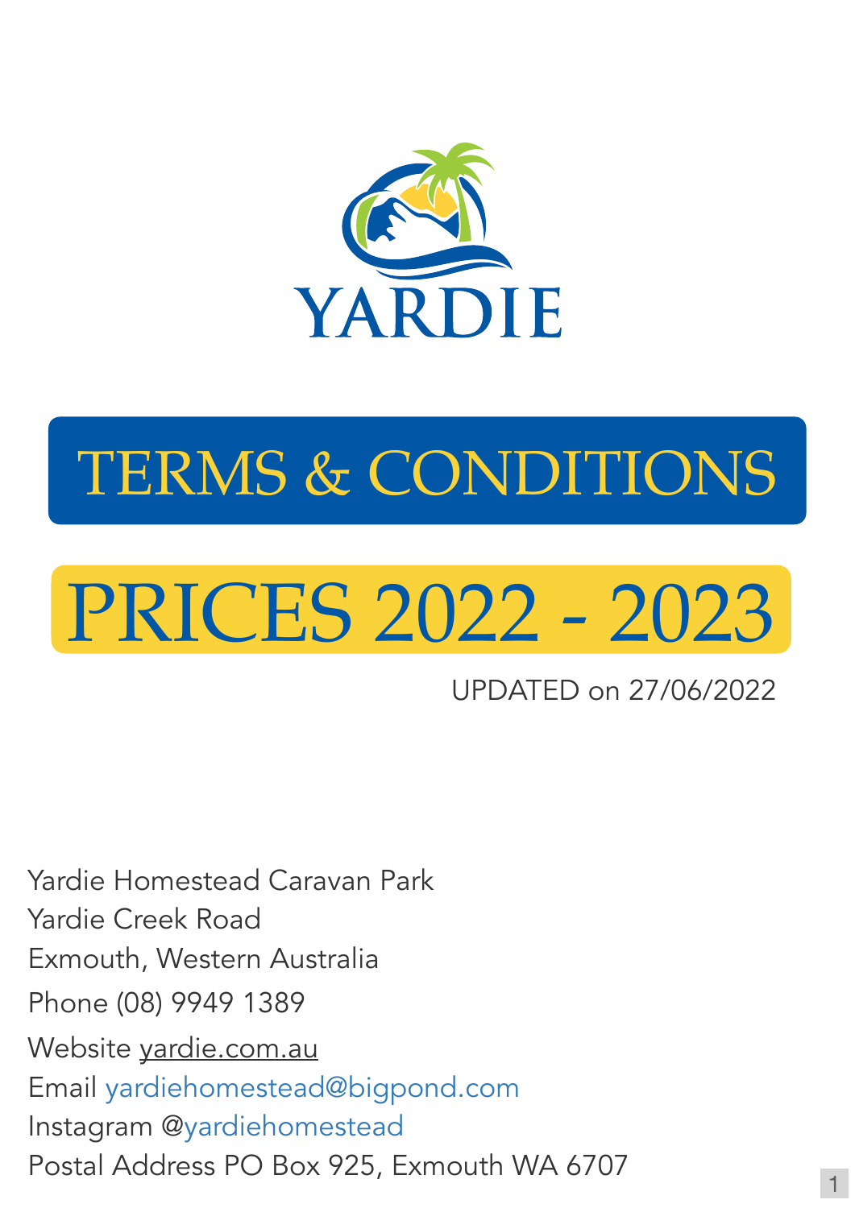# YARDIE

# TERMS & CONDITIONS

# PRICES 2022 - 2023

UPDATED on 27/06/2022

Yardie Homestead Caravan Park
Yardie Creek Road
Exmouth, Western Australia
Phone (08) 9949 1389
Website yardie.com.au
Email yardiehomestead@bigpond.com
Instagram @yardiehomestead
Postal Address PO Box 925, Exmouth WA 6707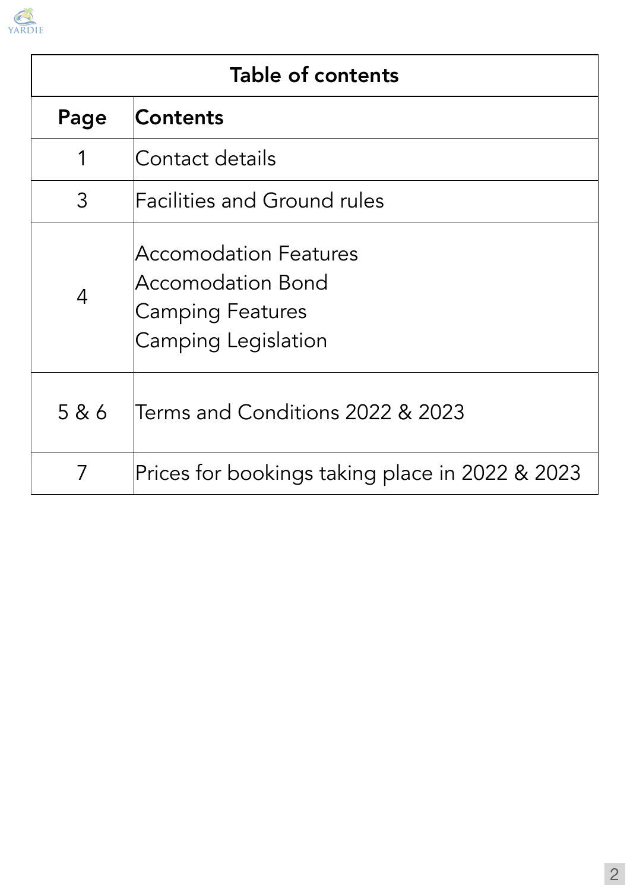| Table of contents | |
|---|---|
| **Page** | **Contents** |
| 1 | Contact details |
| 3 | Facilities and Ground rules |
| 4 | Accomodation Features<br>Accomodation Bond<br>Camping Features<br>Camping Legislation |
| 5 & 6 | Terms and Conditions 2022 & 2023 |
| 7 | Prices for bookings taking place in 2022 & 2023 |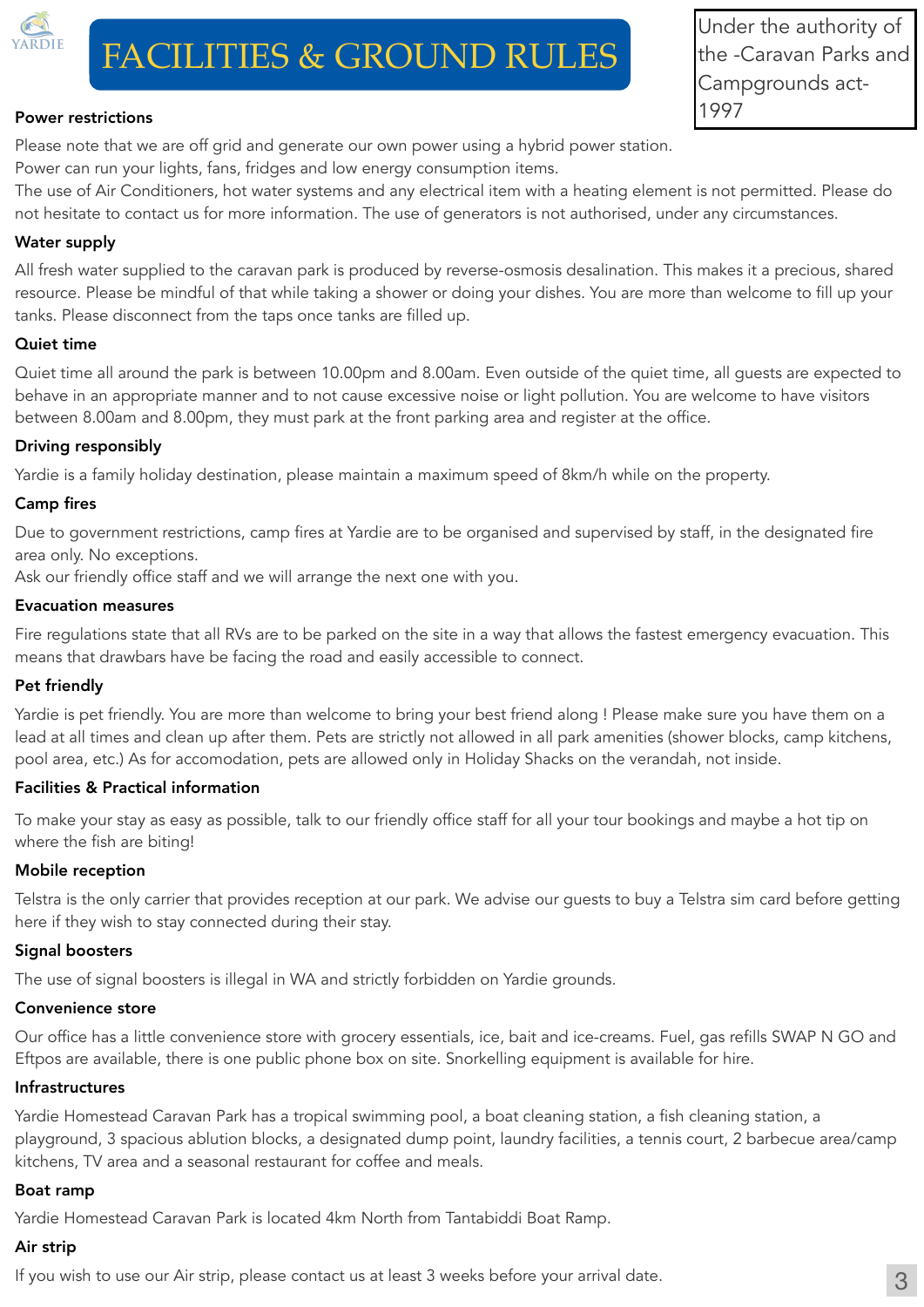YARDIE

# FACILITIES & GROUND RULES

Under the authority of the -Caravan Parks and Campgrounds act- 1997

**Power restrictions**

Please note that we are off grid and generate our own power using a hybrid power station.
Power can run your lights, fans, fridges and low energy consumption items.
The use of Air Conditioners, hot water systems and any electrical item with a heating element is not permitted. Please do not hesitate to contact us for more information. The use of generators is not authorised, under any circumstances.

**Water supply**

All fresh water supplied to the caravan park is produced by reverse-osmosis desalination. This makes it a precious, shared resource. Please be mindful of that while taking a shower or doing your dishes. You are more than welcome to fill up your tanks. Please disconnect from the taps once tanks are filled up.

**Quiet time**

Quiet time all around the park is between 10.00pm and 8.00am. Even outside of the quiet time, all guests are expected to behave in an appropriate manner and to not cause excessive noise or light pollution. You are welcome to have visitors between 8.00am and 8.00pm, they must park at the front parking area and register at the office.

**Driving responsibly**

Yardie is a family holiday destination, please maintain a maximum speed of 8km/h while on the property.

**Camp fires**

Due to government restrictions, camp fires at Yardie are to be organised and supervised by staff, in the designated fire area only. No exceptions.
Ask our friendly office staff and we will arrange the next one with you.

**Evacuation measures**

Fire regulations state that all RVs are to be parked on the site in a way that allows the fastest emergency evacuation. This means that drawbars have be facing the road and easily accessible to connect.

**Pet friendly**

Yardie is pet friendly. You are more than welcome to bring your best friend along ! Please make sure you have them on a lead at all times and clean up after them. Pets are strictly not allowed in all park amenities (shower blocks, camp kitchens, pool area, etc.) As for accomodation, pets are allowed only in Holiday Shacks on the verandah, not inside.

**Facilities & Practical information**

To make your stay as easy as possible, talk to our friendly office staff for all your tour bookings and maybe a hot tip on where the fish are biting!

**Mobile reception**

Telstra is the only carrier that provides reception at our park. We advise our guests to buy a Telstra sim card before getting here if they wish to stay connected during their stay.

**Signal boosters**

The use of signal boosters is illegal in WA and strictly forbidden on Yardie grounds.

**Convenience store**

Our office has a little convenience store with grocery essentials, ice, bait and ice-creams. Fuel, gas refills SWAP N GO and Eftpos are available, there is one public phone box on site. Snorkelling equipment is available for hire.

**Infrastructures**

Yardie Homestead Caravan Park has a tropical swimming pool, a boat cleaning station, a fish cleaning station, a playground, 3 spacious ablution blocks, a designated dump point, laundry facilities, a tennis court, 2 barbecue area/camp kitchens, TV area and a seasonal restaurant for coffee and meals.

**Boat ramp**

Yardie Homestead Caravan Park is located 4km North from Tantabiddi Boat Ramp.

**Air strip**

If you wish to use our Air strip, please contact us at least 3 weeks before your arrival date.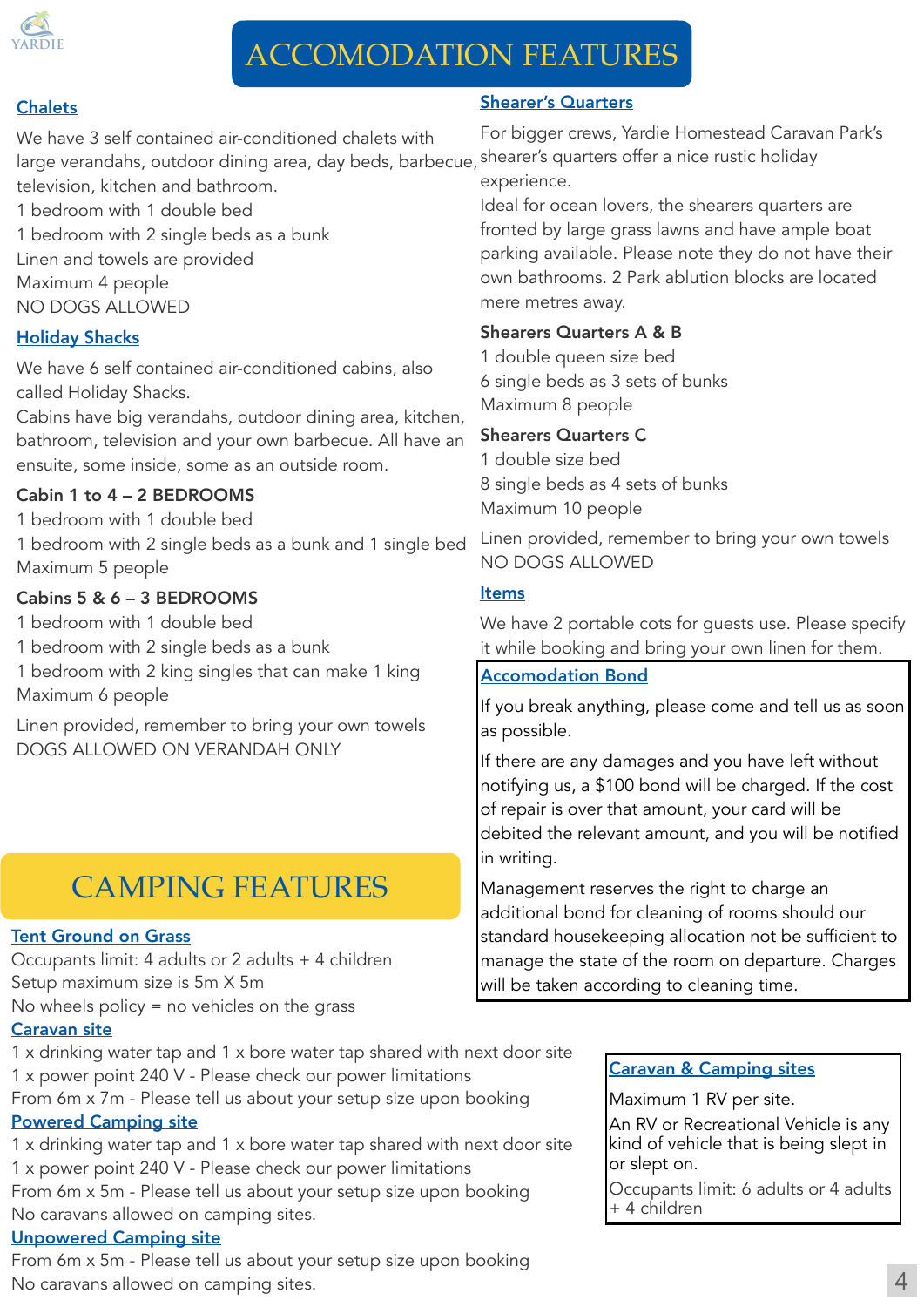# ACCOMODATION FEATURES

## Chalets

We have 3 self contained air-conditioned chalets with large verandahs, outdoor dining area, day beds, barbecue, television, kitchen and bathroom.

1 bedroom with 1 double bed
1 bedroom with 2 single beds as a bunk
Linen and towels are provided
Maximum 4 people
NO DOGS ALLOWED

## Holiday Shacks

We have 6 self contained air-conditioned cabins, also called Holiday Shacks.
Cabins have big verandahs, outdoor dining area, kitchen, bathroom, television and your own barbecue. All have an ensuite, some inside, some as an outside room.

**Cabin 1 to 4 – 2 BEDROOMS**
1 bedroom with 1 double bed
1 bedroom with 2 single beds as a bunk and 1 single bed
Maximum 5 people

**Cabins 5 & 6 – 3 BEDROOMS**
1 bedroom with 1 double bed
1 bedroom with 2 single beds as a bunk
1 bedroom with 2 king singles that can make 1 king
Maximum 6 people

Linen provided, remember to bring your own towels
DOGS ALLOWED ON VERANDAH ONLY

## Shearer's Quarters

For bigger crews, Yardie Homestead Caravan Park's shearer's quarters offer a nice rustic holiday experience.
Ideal for ocean lovers, the shearers quarters are fronted by large grass lawns and have ample boat parking available. Please note they do not have their own bathrooms. 2 Park ablution blocks are located mere metres away.

**Shearers Quarters A & B**
1 double queen size bed
6 single beds as 3 sets of bunks
Maximum 8 people

**Shearers Quarters C**
1 double size bed
8 single beds as 4 sets of bunks
Maximum 10 people

Linen provided, remember to bring your own towels
NO DOGS ALLOWED

## Items

We have 2 portable cots for guests use. Please specify it while booking and bring your own linen for them.

## Accomodation Bond

If you break anything, please come and tell us as soon as possible.

If there are any damages and you have left without notifying us, a $100 bond will be charged. If the cost of repair is over that amount, your card will be debited the relevant amount, and you will be notified in writing.

Management reserves the right to charge an additional bond for cleaning of rooms should our standard housekeeping allocation not be sufficient to manage the state of the room on departure. Charges will be taken according to cleaning time.

# CAMPING FEATURES

## Tent Ground on Grass

Occupants limit: 4 adults or 2 adults + 4 children
Setup maximum size is 5m X 5m
No wheels policy = no vehicles on the grass

## Caravan site

1 x drinking water tap and 1 x bore water tap shared with next door site
1 x power point 240 V - Please check our power limitations
From 6m x 7m - Please tell us about your setup size upon booking

## Powered Camping site

1 x drinking water tap and 1 x bore water tap shared with next door site
1 x power point 240 V - Please check our power limitations
From 6m x 5m - Please tell us about your setup size upon booking
No caravans allowed on camping sites.

## Unpowered Camping site

From 6m x 5m - Please tell us about your setup size upon booking
No caravans allowed on camping sites.

## Caravan & Camping sites

Maximum 1 RV per site.
An RV or Recreational Vehicle is any kind of vehicle that is being slept in or slept on.
Occupants limit: 6 adults or 4 adults + 4 children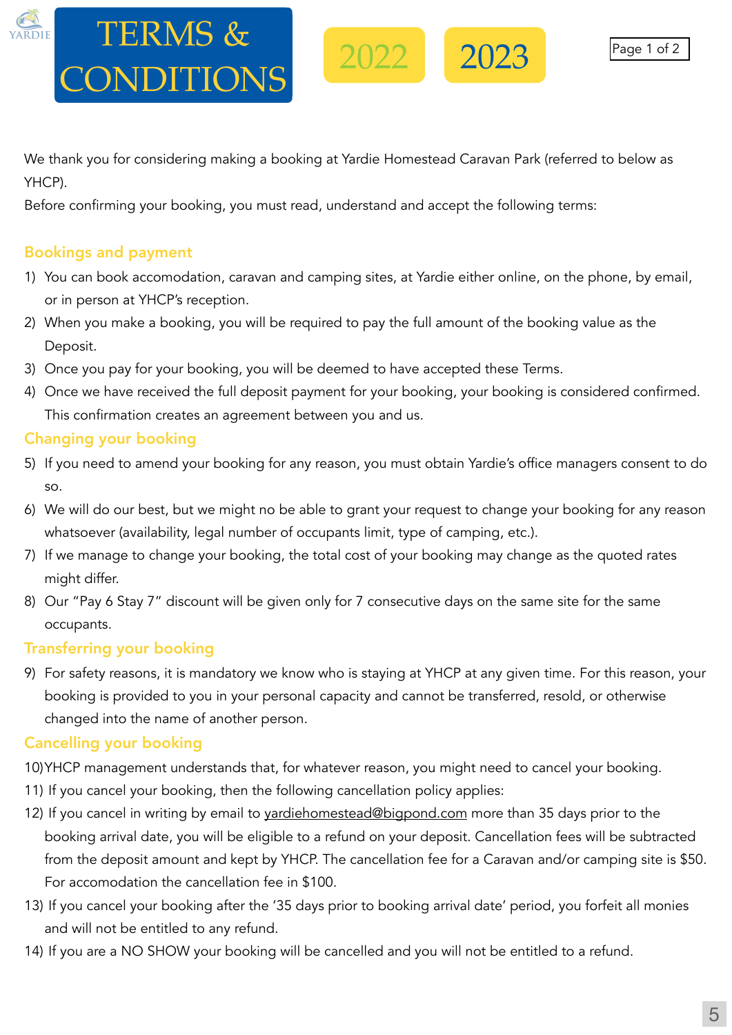# TERMS & CONDITIONS

2022 2023

We thank you for considering making a booking at Yardie Homestead Caravan Park (referred to below as YHCP).

Before confirming your booking, you must read, understand and accept the following terms:

## Bookings and payment

1) You can book accomodation, caravan and camping sites, at Yardie either online, on the phone, by email, or in person at YHCP's reception.
2) When you make a booking, you will be required to pay the full amount of the booking value as the Deposit.
3) Once you pay for your booking, you will be deemed to have accepted these Terms.
4) Once we have received the full deposit payment for your booking, your booking is considered confirmed. This confirmation creates an agreement between you and us.

## Changing your booking

5) If you need to amend your booking for any reason, you must obtain Yardie's office managers consent to do so.
6) We will do our best, but we might no be able to grant your request to change your booking for any reason whatsoever (availability, legal number of occupants limit, type of camping, etc.).
7) If we manage to change your booking, the total cost of your booking may change as the quoted rates might differ.
8) Our "Pay 6 Stay 7" discount will be given only for 7 consecutive days on the same site for the same occupants.

## Transferring your booking

9) For safety reasons, it is mandatory we know who is staying at YHCP at any given time. For this reason, your booking is provided to you in your personal capacity and cannot be transferred, resold, or otherwise changed into the name of another person.

## Cancelling your booking

10) YHCP management understands that, for whatever reason, you might need to cancel your booking.
11) If you cancel your booking, then the following cancellation policy applies:
12) If you cancel in writing by email to yardiehomestead@bigpond.com more than 35 days prior to the booking arrival date, you will be eligible to a refund on your deposit. Cancellation fees will be subtracted from the deposit amount and kept by YHCP. The cancellation fee for a Caravan and/or camping site is $50. For accomodation the cancellation fee in $100.
13) If you cancel your booking after the '35 days prior to booking arrival date' period, you forfeit all monies and will not be entitled to any refund.
14) If you are a NO SHOW your booking will be cancelled and you will not be entitled to a refund.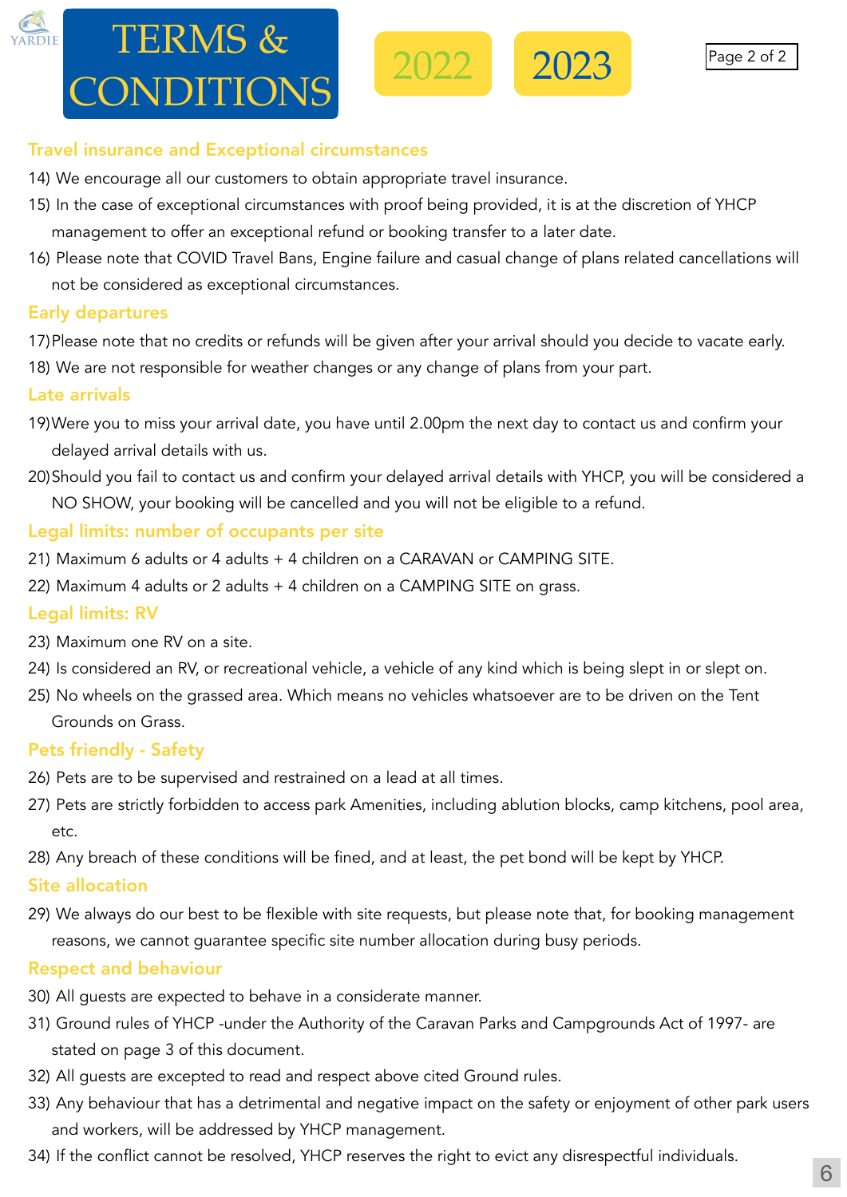# TERMS & CONDITIONS

2022 2023

## Travel insurance and Exceptional circumstances

14) We encourage all our customers to obtain appropriate travel insurance.
15) In the case of exceptional circumstances with proof being provided, it is at the discretion of YHCP management to offer an exceptional refund or booking transfer to a later date.
16) Please note that COVID Travel Bans, Engine failure and casual change of plans related cancellations will not be considered as exceptional circumstances.

## Early departures

17) Please note that no credits or refunds will be given after your arrival should you decide to vacate early.
18) We are not responsible for weather changes or any change of plans from your part.

## Late arrivals

19) Were you to miss your arrival date, you have until 2.00pm the next day to contact us and confirm your delayed arrival details with us.
20) Should you fail to contact us and confirm your delayed arrival details with YHCP, you will be considered a NO SHOW, your booking will be cancelled and you will not be eligible to a refund.

## Legal limits: number of occupants per site

21) Maximum 6 adults or 4 adults + 4 children on a CARAVAN or CAMPING SITE.
22) Maximum 4 adults or 2 adults + 4 children on a CAMPING SITE on grass.

## Legal limits: RV

23) Maximum one RV on a site.
24) Is considered an RV, or recreational vehicle, a vehicle of any kind which is being slept in or slept on.
25) No wheels on the grassed area. Which means no vehicles whatsoever are to be driven on the Tent Grounds on Grass.

## Pets friendly - Safety

26) Pets are to be supervised and restrained on a lead at all times.
27) Pets are strictly forbidden to access park Amenities, including ablution blocks, camp kitchens, pool area, etc.
28) Any breach of these conditions will be fined, and at least, the pet bond will be kept by YHCP.

## Site allocation

29) We always do our best to be flexible with site requests, but please note that, for booking management reasons, we cannot guarantee specific site number allocation during busy periods.

## Respect and behaviour

30) All guests are expected to behave in a considerate manner.
31) Ground rules of YHCP -under the Authority of the Caravan Parks and Campgrounds Act of 1997- are stated on page 3 of this document.
32) All guests are excepted to read and respect above cited Ground rules.
33) Any behaviour that has a detrimental and negative impact on the safety or enjoyment of other park users and workers, will be addressed by YHCP management.
34) If the conflict cannot be resolved, YHCP reserves the right to evict any disrespectful individuals.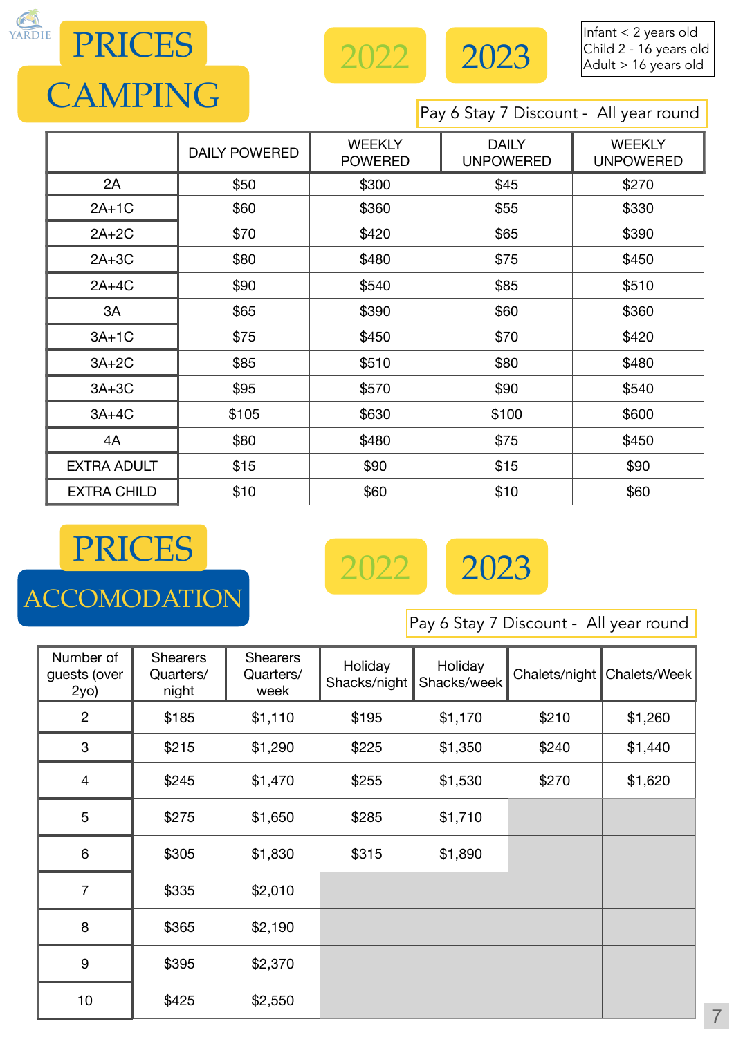YARDIE

# PRICES CAMPING

2022 2023

Infant < 2 years old
Child 2 - 16 years old
Adult > 16 years old

Pay 6 Stay 7 Discount - All year round

| | DAILY POWERED | WEEKLY POWERED | DAILY UNPOWERED | WEEKLY UNPOWERED |
|---|---|---|---|---|
| 2A | $50 | $300 | $45 | $270 |
| 2A+1C | $60 | $360 | $55 | $330 |
| 2A+2C | $70 | $420 | $65 | $390 |
| 2A+3C | $80 | $480 | $75 | $450 |
| 2A+4C | $90 | $540 | $85 | $510 |
| 3A | $65 | $390 | $60 | $360 |
| 3A+1C | $75 | $450 | $70 | $420 |
| 3A+2C | $85 | $510 | $80 | $480 |
| 3A+3C | $95 | $570 | $90 | $540 |
| 3A+4C | $105 | $630 | $100 | $600 |
| 4A | $80 | $480 | $75 | $450 |
| EXTRA ADULT | $15 | $90 | $15 | $90 |
| EXTRA CHILD | $10 | $60 | $10 | $60 |

# PRICES ACCOMODATION

2022 2023

Pay 6 Stay 7 Discount - All year round

| Number of guests (over 2yo) | Shearers Quarters/ night | Shearers Quarters/ week | Holiday Shacks/night | Holiday Shacks/week | Chalets/night | Chalets/Week |
|---|---|---|---|---|---|---|
| 2 | $185 | $1,110 | $195 | $1,170 | $210 | $1,260 |
| 3 | $215 | $1,290 | $225 | $1,350 | $240 | $1,440 |
| 4 | $245 | $1,470 | $255 | $1,530 | $270 | $1,620 |
| 5 | $275 | $1,650 | $285 | $1,710 | | |
| 6 | $305 | $1,830 | $315 | $1,890 | | |
| 7 | $335 | $2,010 | | | | |
| 8 | $365 | $2,190 | | | | |
| 9 | $395 | $2,370 | | | | |
| 10 | $425 | $2,550 | | | | |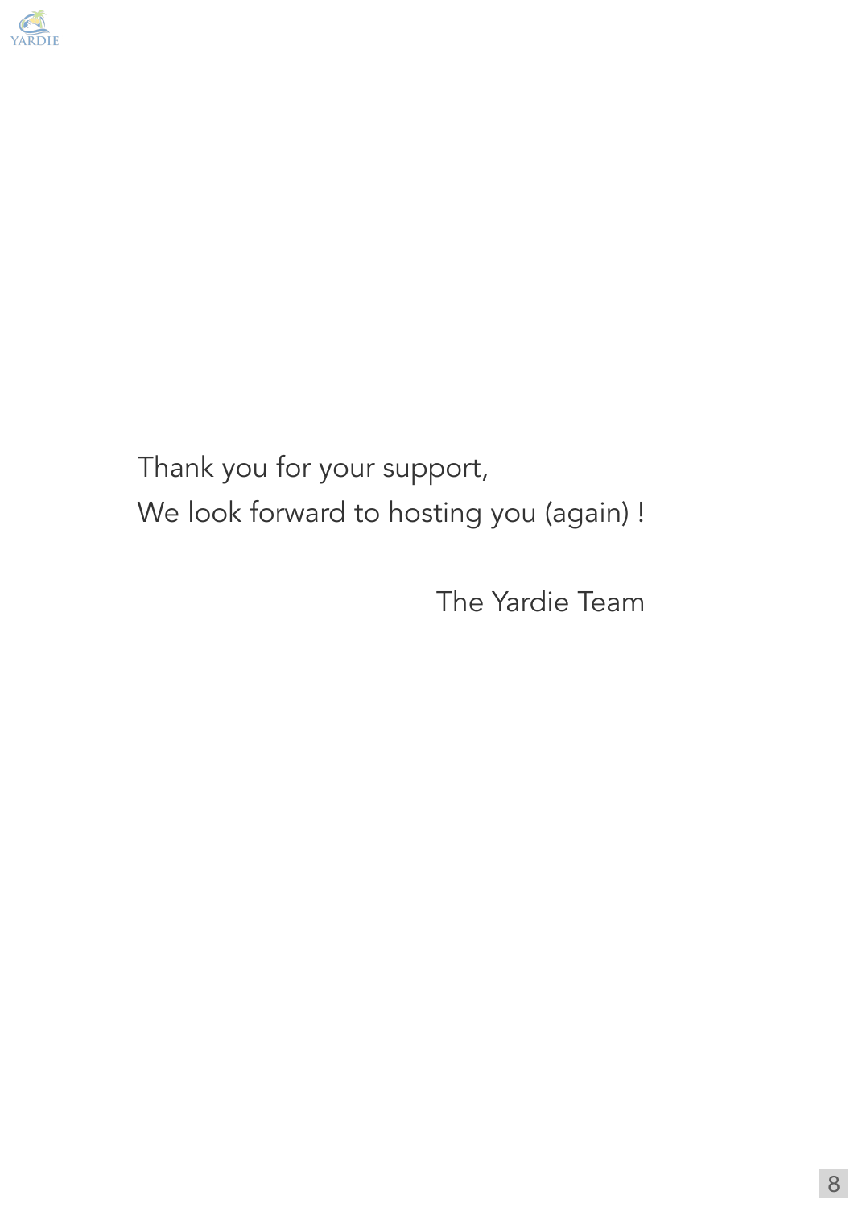Thank you for your support,  
We look forward to hosting you (again) !

The Yardie Team